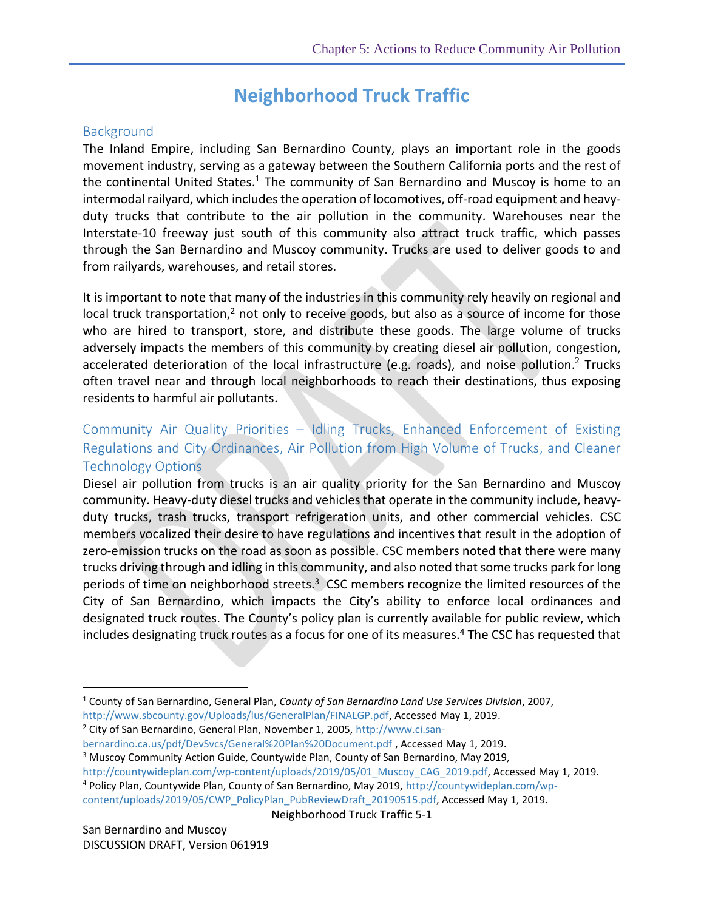# Neighborhood Truck Traffic

## Background

The Inland Empire, including San Bernardino County, plays an important role in the goods movement industry, serving as a gateway between the Southern California ports and the rest of the continental United States.[1] The community of San Bernardino and Muscoy is home to an intermodal railyard, which includes the operation of locomotives, off-road equipment and heavy-duty trucks that contribute to the air pollution in the community. Warehouses near the Interstate-10 freeway just south of this community also attract truck traffic, which passes through the San Bernardino and Muscoy community. Trucks are used to deliver goods to and from railyards, warehouses, and retail stores.

It is important to note that many of the industries in this community rely heavily on regional and local truck transportation,[2] not only to receive goods, but also as a source of income for those who are hired to transport, store, and distribute these goods. The large volume of trucks adversely impacts the members of this community by creating diesel air pollution, congestion, accelerated deterioration of the local infrastructure (e.g. roads), and noise pollution.[2] Trucks often travel near and through local neighborhoods to reach their destinations, thus exposing residents to harmful air pollutants.

## Community Air Quality Priorities – Idling Trucks, Enhanced Enforcement of Existing Regulations and City Ordinances, Air Pollution from High Volume of Trucks, and Cleaner Technology Options

Diesel air pollution from trucks is an air quality priority for the San Bernardino and Muscoy community. Heavy-duty diesel trucks and vehicles that operate in the community include, heavy-duty trucks, trash trucks, transport refrigeration units, and other commercial vehicles. CSC members vocalized their desire to have regulations and incentives that result in the adoption of zero-emission trucks on the road as soon as possible. CSC members noted that there were many trucks driving through and idling in this community, and also noted that some trucks park for long periods of time on neighborhood streets.[3] CSC members recognize the limited resources of the City of San Bernardino, which impacts the City's ability to enforce local ordinances and designated truck routes. The County's policy plan is currently available for public review, which includes designating truck routes as a focus for one of its measures.[4] The CSC has requested that

---

[1] County of San Bernardino, General Plan, *County of San Bernardino Land Use Services Division*, 2007, http://www.sbcounty.gov/Uploads/lus/GeneralPlan/FINALGP.pdf, Accessed May 1, 2019.

[2] City of San Bernardino, General Plan, November 1, 2005, http://www.ci.san-bernardino.ca.us/pdf/DevSvcs/General%20Plan%20Document.pdf , Accessed May 1, 2019.

[3] Muscoy Community Action Guide, Countywide Plan, County of San Bernardino, May 2019, http://countywideplan.com/wp-content/uploads/2019/05/01_Muscoy_CAG_2019.pdf, Accessed May 1, 2019.

[4] Policy Plan, Countywide Plan, County of San Bernardino, May 2019, http://countywideplan.com/wp-content/uploads/2019/05/CWP_PolicyPlan_PubReviewDraft_20190515.pdf, Accessed May 1, 2019.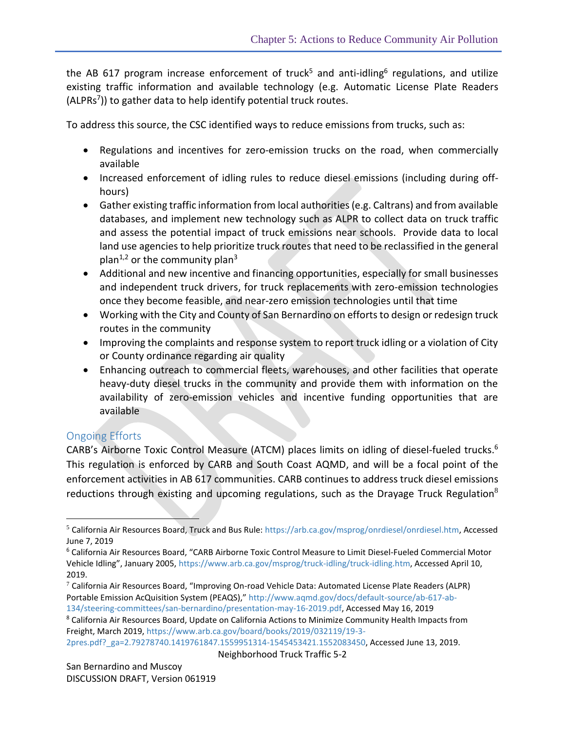the AB 617 program increase enforcement of truck[5] and anti-idling[6] regulations, and utilize existing traffic information and available technology (e.g. Automatic License Plate Readers (ALPRs[7])) to gather data to help identify potential truck routes.

To address this source, the CSC identified ways to reduce emissions from trucks, such as:

- Regulations and incentives for zero-emission trucks on the road, when commercially available
- Increased enforcement of idling rules to reduce diesel emissions (including during off-hours)
- Gather existing traffic information from local authorities (e.g. Caltrans) and from available databases, and implement new technology such as ALPR to collect data on truck traffic and assess the potential impact of truck emissions near schools. Provide data to local land use agencies to help prioritize truck routes that need to be reclassified in the general plan[1,2] or the community plan[3]
- Additional and new incentive and financing opportunities, especially for small businesses and independent truck drivers, for truck replacements with zero-emission technologies once they become feasible, and near-zero emission technologies until that time
- Working with the City and County of San Bernardino on efforts to design or redesign truck routes in the community
- Improving the complaints and response system to report truck idling or a violation of City or County ordinance regarding air quality
- Enhancing outreach to commercial fleets, warehouses, and other facilities that operate heavy-duty diesel trucks in the community and provide them with information on the availability of zero-emission vehicles and incentive funding opportunities that are available

### Ongoing Efforts

CARB's Airborne Toxic Control Measure (ATCM) places limits on idling of diesel-fueled trucks.[6] This regulation is enforced by CARB and South Coast AQMD, and will be a focal point of the enforcement activities in AB 617 communities. CARB continues to address truck diesel emissions reductions through existing and upcoming regulations, such as the Drayage Truck Regulation[8]

---

[5] California Air Resources Board, Truck and Bus Rule: https://arb.ca.gov/msprog/onrdiesel/onrdiesel.htm, Accessed June 7, 2019

[6] California Air Resources Board, "CARB Airborne Toxic Control Measure to Limit Diesel-Fueled Commercial Motor Vehicle Idling", January 2005, https://www.arb.ca.gov/msprog/truck-idling/truck-idling.htm, Accessed April 10, 2019.

[7] California Air Resources Board, "Improving On-road Vehicle Data: Automated License Plate Readers (ALPR) Portable Emission AcQuisition System (PEAQS)," http://www.aqmd.gov/docs/default-source/ab-617-ab-134/steering-committees/san-bernardino/presentation-may-16-2019.pdf, Accessed May 16, 2019

[8] California Air Resources Board, Update on California Actions to Minimize Community Health Impacts from Freight, March 2019, https://www.arb.ca.gov/board/books/2019/032119/19-3-2pres.pdf?_ga=2.79278740.1419761847.1559951314-1545453421.1552083450, Accessed June 13, 2019.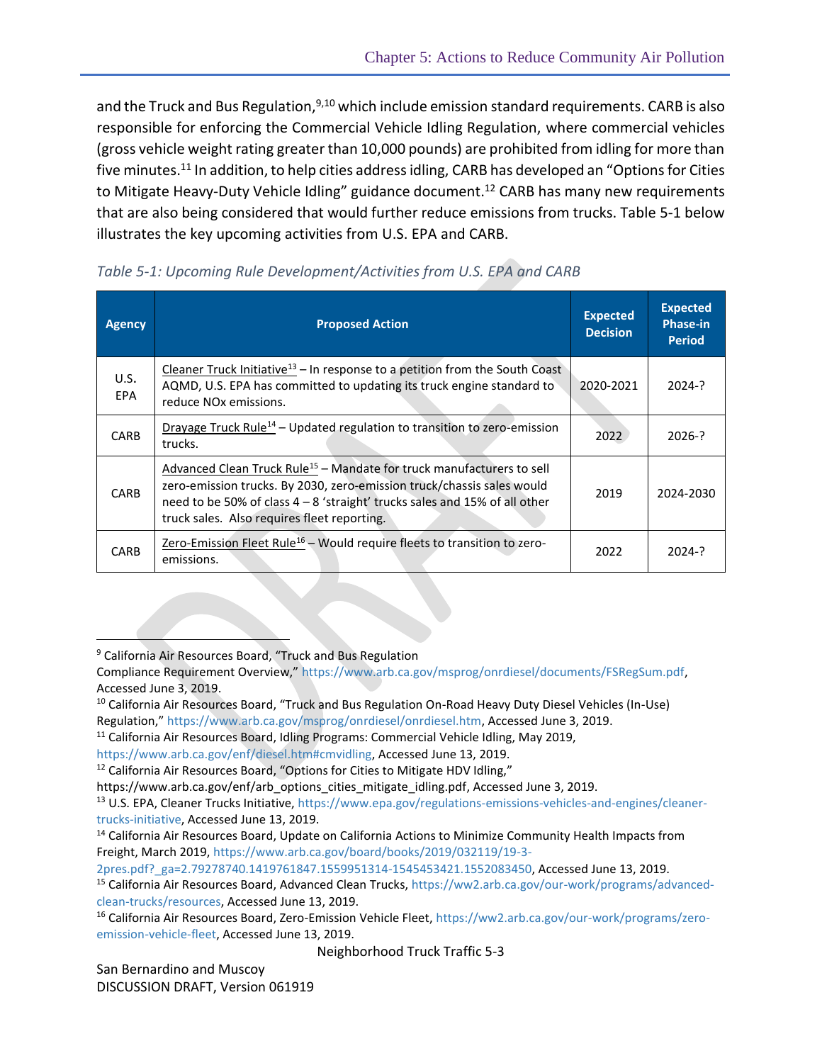and the Truck and Bus Regulation,[9,10] which include emission standard requirements. CARB is also responsible for enforcing the Commercial Vehicle Idling Regulation, where commercial vehicles (gross vehicle weight rating greater than 10,000 pounds) are prohibited from idling for more than five minutes.[11] In addition, to help cities address idling, CARB has developed an "Options for Cities to Mitigate Heavy-Duty Vehicle Idling" guidance document.[12] CARB has many new requirements that are also being considered that would further reduce emissions from trucks. Table 5-1 below illustrates the key upcoming activities from U.S. EPA and CARB.

*Table 5-1: Upcoming Rule Development/Activities from U.S. EPA and CARB*

| Agency | Proposed Action | Expected Decision | Expected Phase-in Period |
|---|---|---|---|
| U.S. EPA | Cleaner Truck Initiative[13] – In response to a petition from the South Coast AQMD, U.S. EPA has committed to updating its truck engine standard to reduce NOx emissions. | 2020-2021 | 2024-? |
| CARB | Drayage Truck Rule[14] – Updated regulation to transition to zero-emission trucks. | 2022 | 2026-? |
| CARB | Advanced Clean Truck Rule[15] – Mandate for truck manufacturers to sell zero-emission trucks. By 2030, zero-emission truck/chassis sales would need to be 50% of class 4 – 8 'straight' trucks sales and 15% of all other truck sales. Also requires fleet reporting. | 2019 | 2024-2030 |
| CARB | Zero-Emission Fleet Rule[16] – Would require fleets to transition to zero-emissions. | 2022 | 2024-? |

---

[9] California Air Resources Board, "Truck and Bus Regulation Compliance Requirement Overview," https://www.arb.ca.gov/msprog/onrdiesel/documents/FSRegSum.pdf, Accessed June 3, 2019.

[10] California Air Resources Board, "Truck and Bus Regulation On-Road Heavy Duty Diesel Vehicles (In-Use) Regulation," https://www.arb.ca.gov/msprog/onrdiesel/onrdiesel.htm, Accessed June 3, 2019.

[11] California Air Resources Board, Idling Programs: Commercial Vehicle Idling, May 2019, https://www.arb.ca.gov/enf/diesel.htm#cmvidling, Accessed June 13, 2019.

[12] California Air Resources Board, "Options for Cities to Mitigate HDV Idling," https://www.arb.ca.gov/enf/arb_options_cities_mitigate_idling.pdf, Accessed June 3, 2019.

[13] U.S. EPA, Cleaner Trucks Initiative, https://www.epa.gov/regulations-emissions-vehicles-and-engines/cleaner-trucks-initiative, Accessed June 13, 2019.

[14] California Air Resources Board, Update on California Actions to Minimize Community Health Impacts from Freight, March 2019, https://www.arb.ca.gov/board/books/2019/032119/19-3-2pres.pdf?_ga=2.79278740.1419761847.1559951314-1545453421.1552083450, Accessed June 13, 2019.

[15] California Air Resources Board, Advanced Clean Trucks, https://ww2.arb.ca.gov/our-work/programs/advanced-clean-trucks/resources, Accessed June 13, 2019.

[16] California Air Resources Board, Zero-Emission Vehicle Fleet, https://ww2.arb.ca.gov/our-work/programs/zero-emission-vehicle-fleet, Accessed June 13, 2019.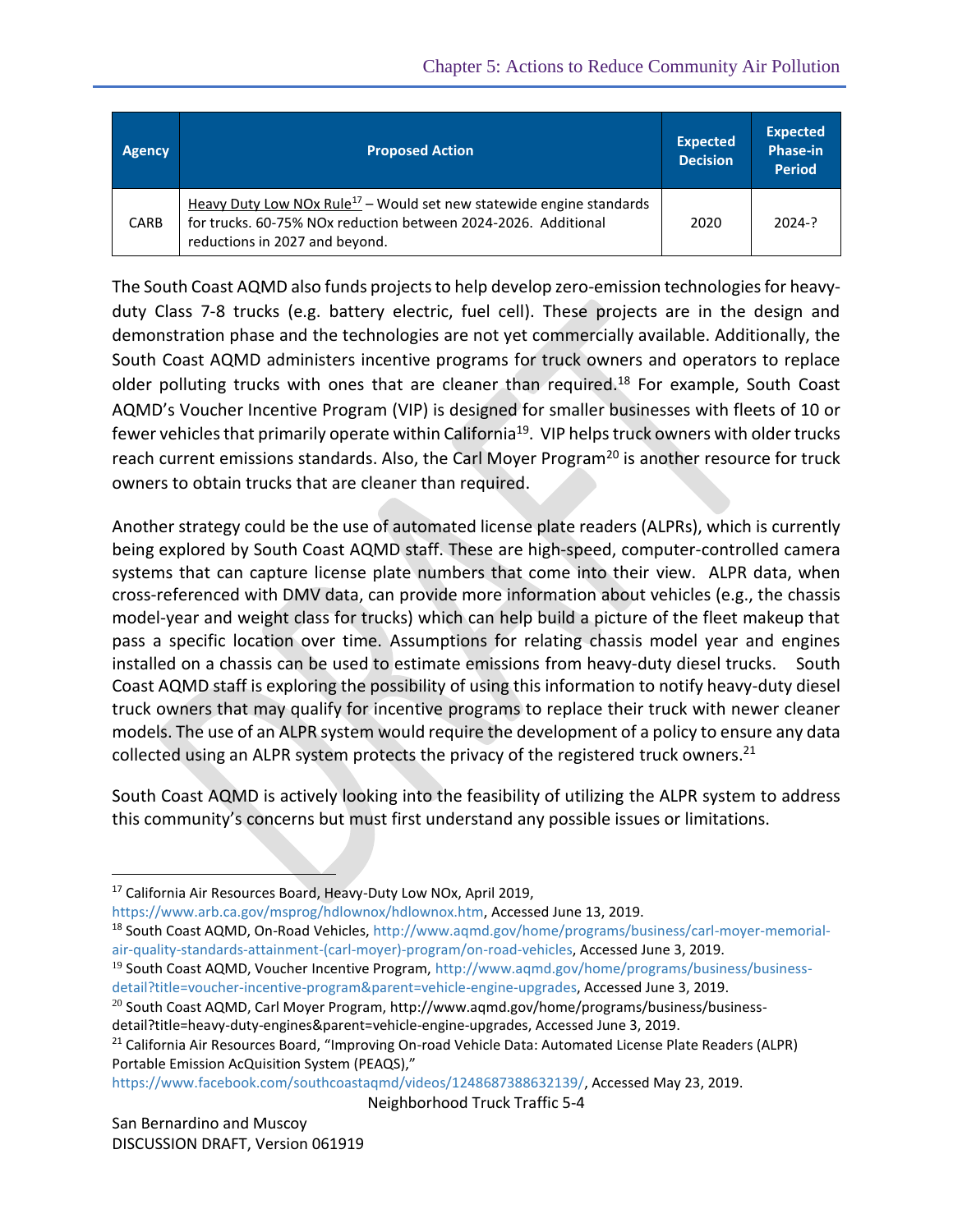| Agency | Proposed Action | Expected Decision | Expected Phase-in Period |
|---|---|---|---|
| CARB | Heavy Duty Low NOx Rule[17] – Would set new statewide engine standards for trucks. 60-75% NOx reduction between 2024-2026. Additional reductions in 2027 and beyond. | 2020 | 2024-? |

The South Coast AQMD also funds projects to help develop zero-emission technologies for heavy-duty Class 7-8 trucks (e.g. battery electric, fuel cell). These projects are in the design and demonstration phase and the technologies are not yet commercially available. Additionally, the South Coast AQMD administers incentive programs for truck owners and operators to replace older polluting trucks with ones that are cleaner than required.[18] For example, South Coast AQMD's Voucher Incentive Program (VIP) is designed for smaller businesses with fleets of 10 or fewer vehicles that primarily operate within California[19]. VIP helps truck owners with older trucks reach current emissions standards. Also, the Carl Moyer Program[20] is another resource for truck owners to obtain trucks that are cleaner than required.

Another strategy could be the use of automated license plate readers (ALPRs), which is currently being explored by South Coast AQMD staff. These are high-speed, computer-controlled camera systems that can capture license plate numbers that come into their view. ALPR data, when cross-referenced with DMV data, can provide more information about vehicles (e.g., the chassis model-year and weight class for trucks) which can help build a picture of the fleet makeup that pass a specific location over time. Assumptions for relating chassis model year and engines installed on a chassis can be used to estimate emissions from heavy-duty diesel trucks. South Coast AQMD staff is exploring the possibility of using this information to notify heavy-duty diesel truck owners that may qualify for incentive programs to replace their truck with newer cleaner models. The use of an ALPR system would require the development of a policy to ensure any data collected using an ALPR system protects the privacy of the registered truck owners.[21]

South Coast AQMD is actively looking into the feasibility of utilizing the ALPR system to address this community's concerns but must first understand any possible issues or limitations.

---

[17] California Air Resources Board, Heavy-Duty Low NOx, April 2019, https://www.arb.ca.gov/msprog/hdlownox/hdlownox.htm, Accessed June 13, 2019.

[18] South Coast AQMD, On-Road Vehicles, http://www.aqmd.gov/home/programs/business/carl-moyer-memorial-air-quality-standards-attainment-(carl-moyer)-program/on-road-vehicles, Accessed June 3, 2019.

[19] South Coast AQMD, Voucher Incentive Program, http://www.aqmd.gov/home/programs/business/business-detail?title=voucher-incentive-program&parent=vehicle-engine-upgrades, Accessed June 3, 2019.

[20] South Coast AQMD, Carl Moyer Program, http://www.aqmd.gov/home/programs/business/business-detail?title=heavy-duty-engines&parent=vehicle-engine-upgrades, Accessed June 3, 2019.

[21] California Air Resources Board, "Improving On-road Vehicle Data: Automated License Plate Readers (ALPR) Portable Emission AcQuisition System (PEAQS)," https://www.facebook.com/southcoastaqmd/videos/1248687388632139/, Accessed May 23, 2019.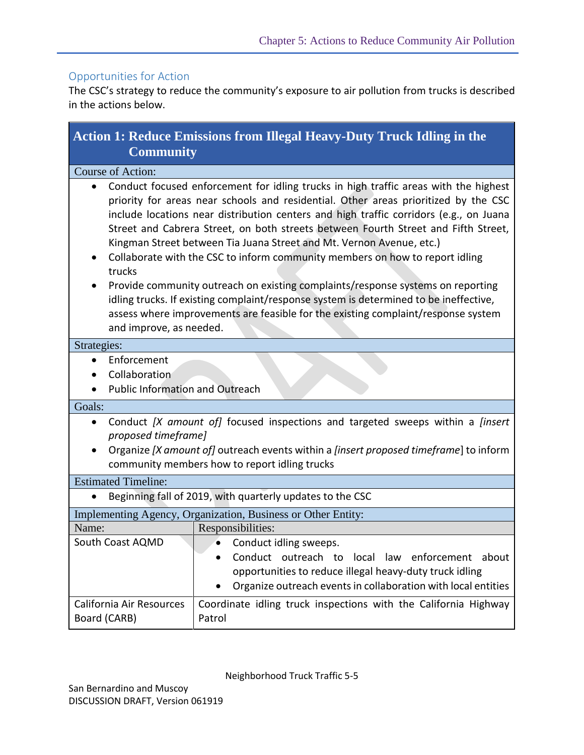## Opportunities for Action

The CSC's strategy to reduce the community's exposure to air pollution from trucks is described in the actions below.

### Action 1: Reduce Emissions from Illegal Heavy-Duty Truck Idling in the Community

**Course of Action:**

- Conduct focused enforcement for idling trucks in high traffic areas with the highest priority for areas near schools and residential. Other areas prioritized by the CSC include locations near distribution centers and high traffic corridors (e.g., on Juana Street and Cabrera Street, on both streets between Fourth Street and Fifth Street, Kingman Street between Tia Juana Street and Mt. Vernon Avenue, etc.)
- Collaborate with the CSC to inform community members on how to report idling trucks
- Provide community outreach on existing complaints/response systems on reporting idling trucks. If existing complaint/response system is determined to be ineffective, assess where improvements are feasible for the existing complaint/response system and improve, as needed.

**Strategies:**

- Enforcement
- Collaboration
- Public Information and Outreach

**Goals:**

- Conduct *[X amount of]* focused inspections and targeted sweeps within a *[insert proposed timeframe]*
- Organize *[X amount of]* outreach events within a *[insert proposed timeframe]* to inform community members how to report idling trucks

**Estimated Timeline:**

- Beginning fall of 2019, with quarterly updates to the CSC

**Implementing Agency, Organization, Business or Other Entity:**

| Name: | Responsibilities: |
|---|---|
| South Coast AQMD | • Conduct idling sweeps.<br>• Conduct outreach to local law enforcement about opportunities to reduce illegal heavy-duty truck idling<br>• Organize outreach events in collaboration with local entities |
| California Air Resources Board (CARB) | Coordinate idling truck inspections with the California Highway Patrol |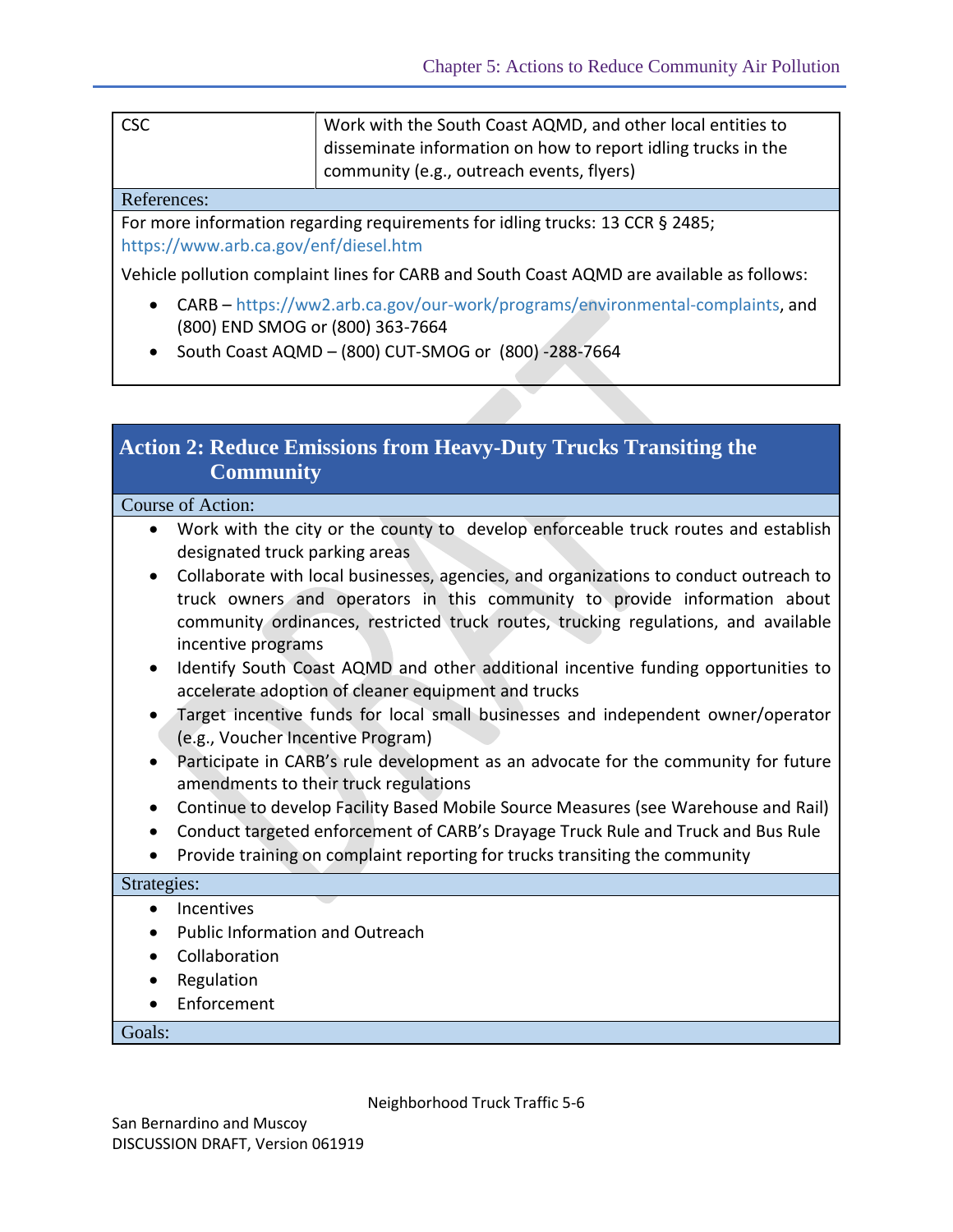| CSC | Work with the South Coast AQMD, and other local entities to disseminate information on how to report idling trucks in the community (e.g., outreach events, flyers) |
|---|---|

References:

For more information regarding requirements for idling trucks: 13 CCR § 2485; https://www.arb.ca.gov/enf/diesel.htm

Vehicle pollution complaint lines for CARB and South Coast AQMD are available as follows:

- CARB – https://ww2.arb.ca.gov/our-work/programs/environmental-complaints, and (800) END SMOG or (800) 363-7664
- South Coast AQMD – (800) CUT-SMOG or (800) -288-7664

## Action 2: Reduce Emissions from Heavy-Duty Trucks Transiting the Community

Course of Action:

- Work with the city or the county to develop enforceable truck routes and establish designated truck parking areas
- Collaborate with local businesses, agencies, and organizations to conduct outreach to truck owners and operators in this community to provide information about community ordinances, restricted truck routes, trucking regulations, and available incentive programs
- Identify South Coast AQMD and other additional incentive funding opportunities to accelerate adoption of cleaner equipment and trucks
- Target incentive funds for local small businesses and independent owner/operator (e.g., Voucher Incentive Program)
- Participate in CARB's rule development as an advocate for the community for future amendments to their truck regulations
- Continue to develop Facility Based Mobile Source Measures (see Warehouse and Rail)
- Conduct targeted enforcement of CARB's Drayage Truck Rule and Truck and Bus Rule
- Provide training on complaint reporting for trucks transiting the community

Strategies:

- Incentives
- Public Information and Outreach
- Collaboration
- Regulation
- Enforcement

Goals: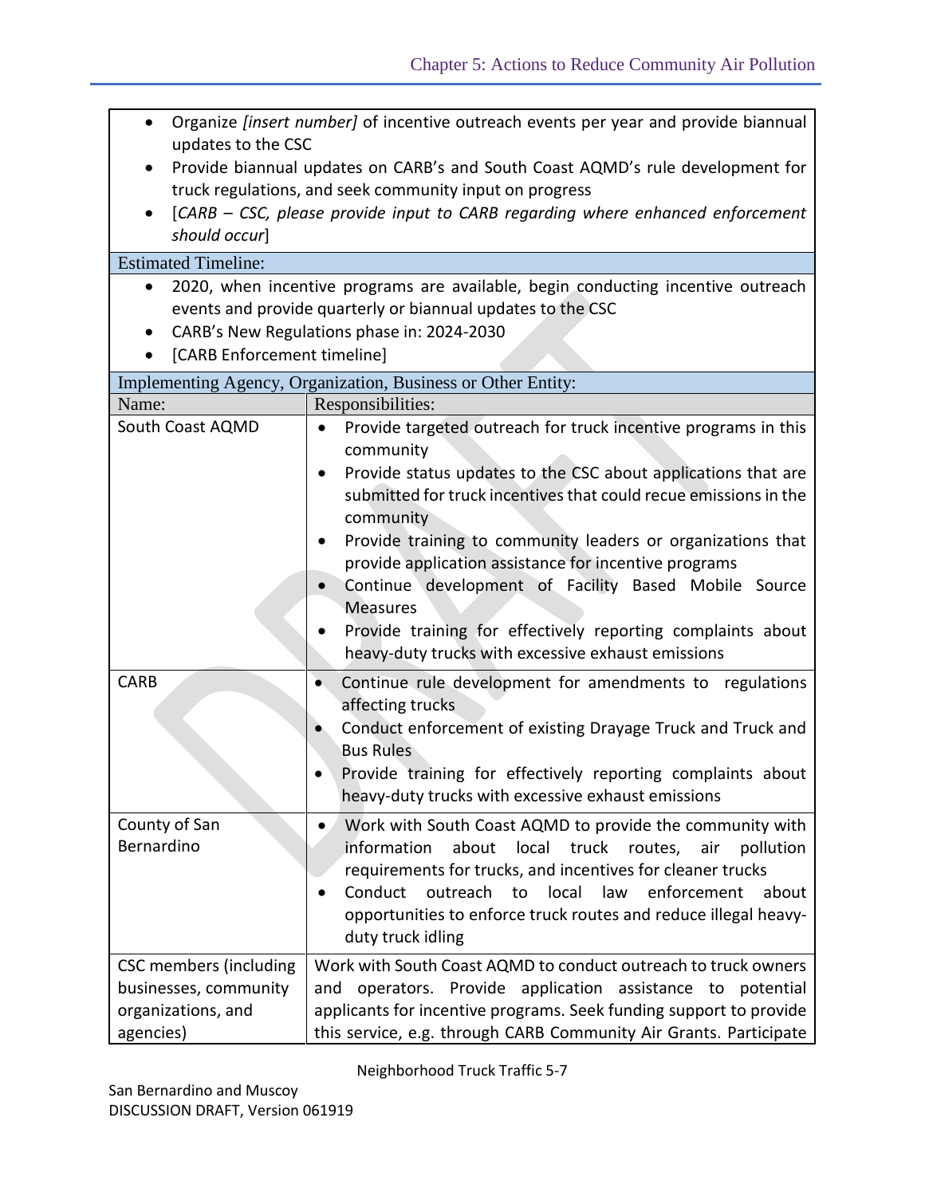- Organize *[insert number]* of incentive outreach events per year and provide biannual updates to the CSC
- Provide biannual updates on CARB's and South Coast AQMD's rule development for truck regulations, and seek community input on progress
- [*CARB – CSC, please provide input to CARB regarding where enhanced enforcement should occur*]

**Estimated Timeline:**

- 2020, when incentive programs are available, begin conducting incentive outreach events and provide quarterly or biannual updates to the CSC
- CARB's New Regulations phase in: 2024-2030
- [CARB Enforcement timeline]

**Implementing Agency, Organization, Business or Other Entity:**

| Name: | Responsibilities: |
|---|---|
| South Coast AQMD | • Provide targeted outreach for truck incentive programs in this community<br>• Provide status updates to the CSC about applications that are submitted for truck incentives that could recue emissions in the community<br>• Provide training to community leaders or organizations that provide application assistance for incentive programs<br>• Continue development of Facility Based Mobile Source Measures<br>• Provide training for effectively reporting complaints about heavy-duty trucks with excessive exhaust emissions |
| CARB | • Continue rule development for amendments to regulations affecting trucks<br>• Conduct enforcement of existing Drayage Truck and Truck and Bus Rules<br>• Provide training for effectively reporting complaints about heavy-duty trucks with excessive exhaust emissions |
| County of San Bernardino | • Work with South Coast AQMD to provide the community with information about local truck routes, air pollution requirements for trucks, and incentives for cleaner trucks<br>• Conduct outreach to local law enforcement about opportunities to enforce truck routes and reduce illegal heavy-duty truck idling |
| CSC members (including businesses, community organizations, and agencies) | Work with South Coast AQMD to conduct outreach to truck owners and operators. Provide application assistance to potential applicants for incentive programs. Seek funding support to provide this service, e.g. through CARB Community Air Grants. Participate |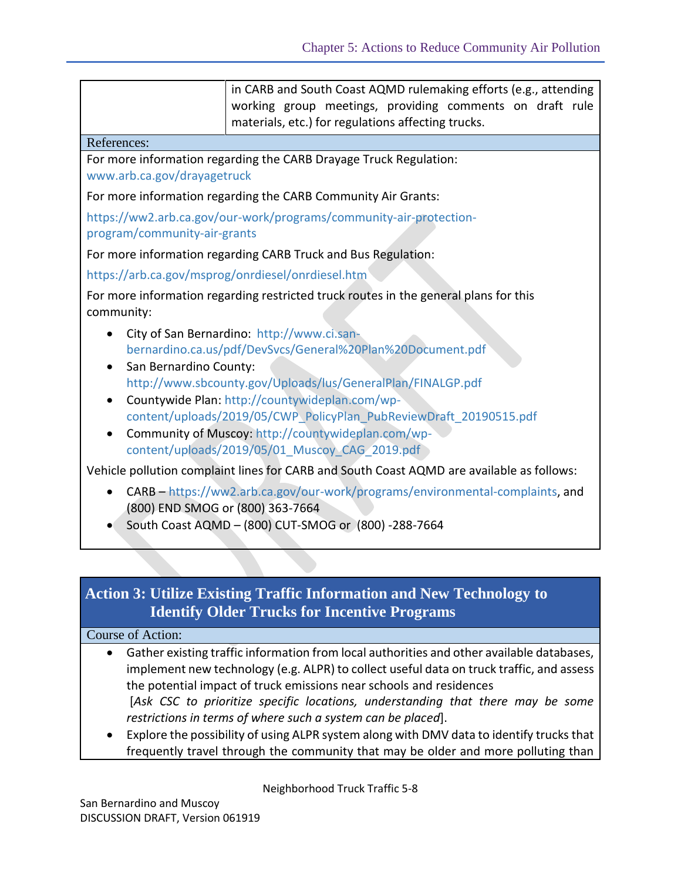| | in CARB and South Coast AQMD rulemaking efforts (e.g., attending working group meetings, providing comments on draft rule materials, etc.) for regulations affecting trucks. |
|---|---|

References:

For more information regarding the CARB Drayage Truck Regulation:
www.arb.ca.gov/drayagetruck

For more information regarding the CARB Community Air Grants:

https://ww2.arb.ca.gov/our-work/programs/community-air-protection-program/community-air-grants

For more information regarding CARB Truck and Bus Regulation:

https://arb.ca.gov/msprog/onrdiesel/onrdiesel.htm

For more information regarding restricted truck routes in the general plans for this community:

- City of San Bernardino: http://www.ci.san-bernardino.ca.us/pdf/DevSvcs/General%20Plan%20Document.pdf
- San Bernardino County: http://www.sbcounty.gov/Uploads/lus/GeneralPlan/FINALGP.pdf
- Countywide Plan: http://countywideplan.com/wp-content/uploads/2019/05/CWP_PolicyPlan_PubReviewDraft_20190515.pdf
- Community of Muscoy: http://countywideplan.com/wp-content/uploads/2019/05/01_Muscoy_CAG_2019.pdf

Vehicle pollution complaint lines for CARB and South Coast AQMD are available as follows:

- CARB – https://ww2.arb.ca.gov/our-work/programs/environmental-complaints, and (800) END SMOG or (800) 363-7664
- South Coast AQMD – (800) CUT-SMOG or (800) -288-7664

## Action 3: Utilize Existing Traffic Information and New Technology to Identify Older Trucks for Incentive Programs

Course of Action:

- Gather existing traffic information from local authorities and other available databases, implement new technology (e.g. ALPR) to collect useful data on truck traffic, and assess the potential impact of truck emissions near schools and residences
  [*Ask CSC to prioritize specific locations, understanding that there may be some restrictions in terms of where such a system can be placed*].
- Explore the possibility of using ALPR system along with DMV data to identify trucks that frequently travel through the community that may be older and more polluting than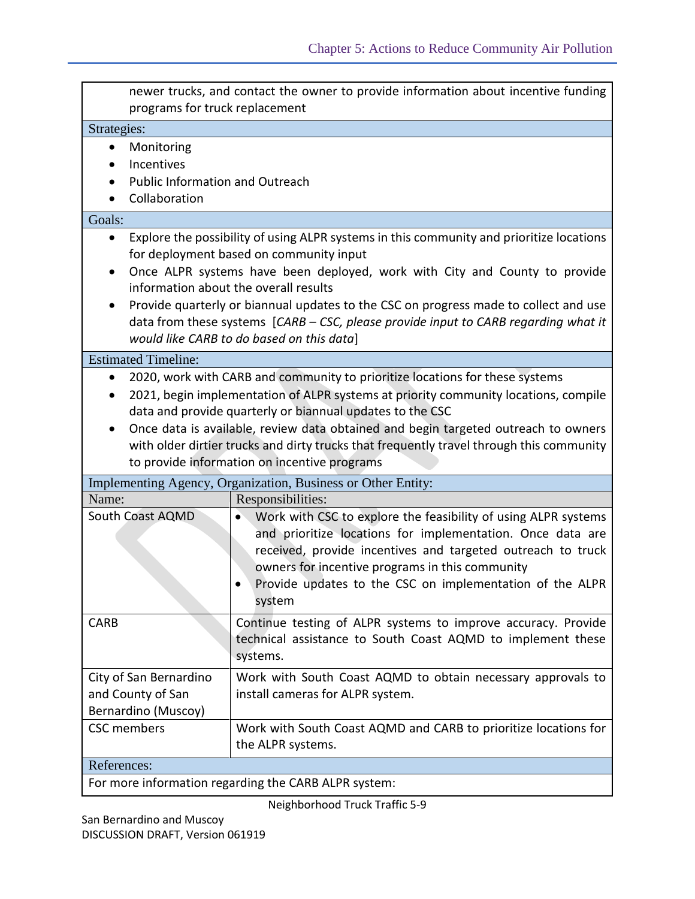newer trucks, and contact the owner to provide information about incentive funding programs for truck replacement

**Strategies:**

- Monitoring
- Incentives
- Public Information and Outreach
- Collaboration

**Goals:**

- Explore the possibility of using ALPR systems in this community and prioritize locations for deployment based on community input
- Once ALPR systems have been deployed, work with City and County to provide information about the overall results
- Provide quarterly or biannual updates to the CSC on progress made to collect and use data from these systems [*CARB – CSC, please provide input to CARB regarding what it would like CARB to do based on this data*]

**Estimated Timeline:**

- 2020, work with CARB and community to prioritize locations for these systems
- 2021, begin implementation of ALPR systems at priority community locations, compile data and provide quarterly or biannual updates to the CSC
- Once data is available, review data obtained and begin targeted outreach to owners with older dirtier trucks and dirty trucks that frequently travel through this community to provide information on incentive programs

**Implementing Agency, Organization, Business or Other Entity:**

| Name: | Responsibilities: |
| --- | --- |
| South Coast AQMD | • Work with CSC to explore the feasibility of using ALPR systems and prioritize locations for implementation. Once data are received, provide incentives and targeted outreach to truck owners for incentive programs in this community<br>• Provide updates to the CSC on implementation of the ALPR system |
| CARB | Continue testing of ALPR systems to improve accuracy. Provide technical assistance to South Coast AQMD to implement these systems. |
| City of San Bernardino and County of San Bernardino (Muscoy) | Work with South Coast AQMD to obtain necessary approvals to install cameras for ALPR system. |
| CSC members | Work with South Coast AQMD and CARB to prioritize locations for the ALPR systems. |

**References:**

For more information regarding the CARB ALPR system: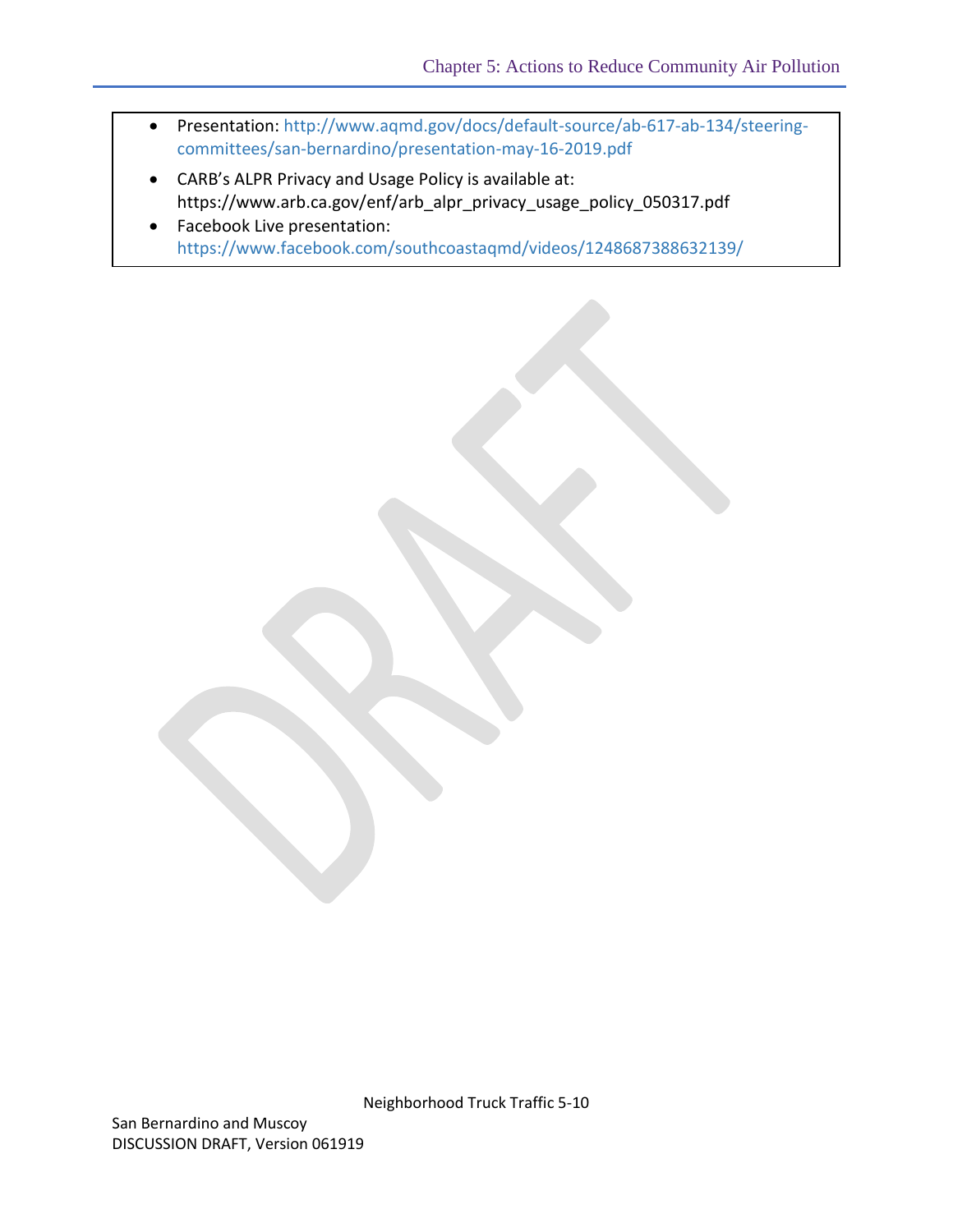- Presentation: http://www.aqmd.gov/docs/default-source/ab-617-ab-134/steering-committees/san-bernardino/presentation-may-16-2019.pdf
- CARB's ALPR Privacy and Usage Policy is available at: https://www.arb.ca.gov/enf/arb_alpr_privacy_usage_policy_050317.pdf
- Facebook Live presentation: https://www.facebook.com/southcoastaqmd/videos/1248687388632139/